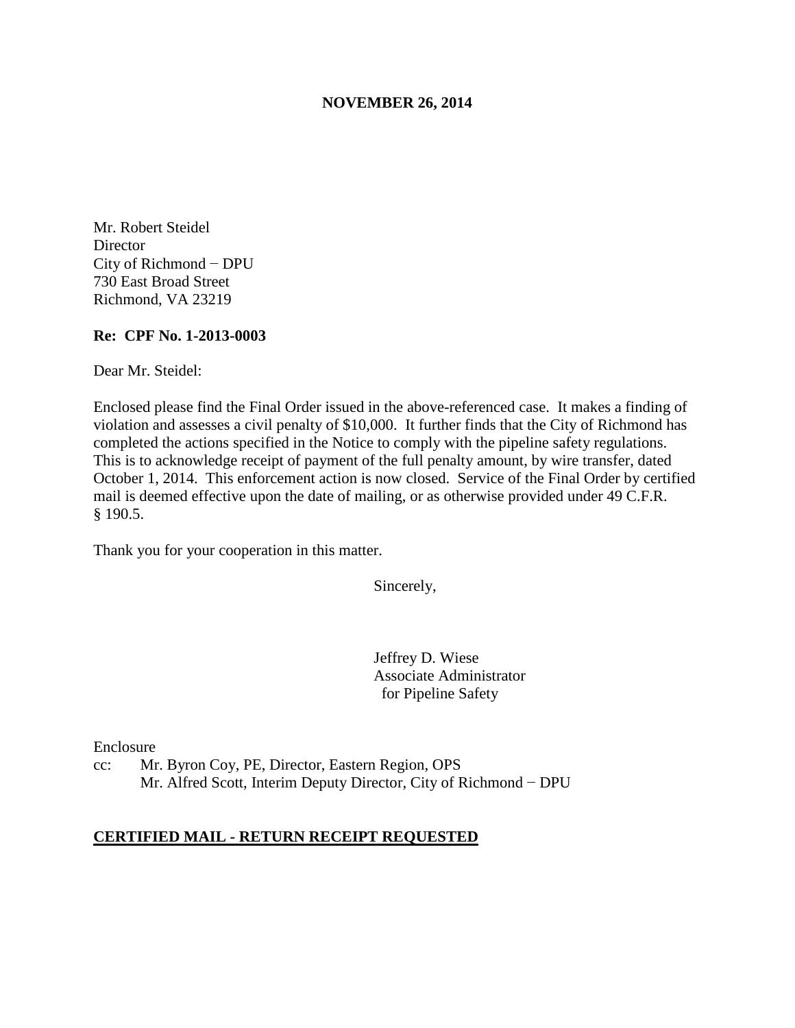**NOVEMBER 26, 2014**

Mr. Robert Steidel
Director
City of Richmond − DPU
730 East Broad Street
Richmond, VA 23219

**Re: CPF No. 1-2013-0003**

Dear Mr. Steidel:

Enclosed please find the Final Order issued in the above-referenced case. It makes a finding of violation and assesses a civil penalty of $10,000. It further finds that the City of Richmond has completed the actions specified in the Notice to comply with the pipeline safety regulations. This is to acknowledge receipt of payment of the full penalty amount, by wire transfer, dated October 1, 2014. This enforcement action is now closed. Service of the Final Order by certified mail is deemed effective upon the date of mailing, or as otherwise provided under 49 C.F.R. § 190.5.

Thank you for your cooperation in this matter.

Sincerely,

Jeffrey D. Wiese
Associate Administrator
for Pipeline Safety

Enclosure

cc: Mr. Byron Coy, PE, Director, Eastern Region, OPS
Mr. Alfred Scott, Interim Deputy Director, City of Richmond − DPU

**CERTIFIED MAIL - RETURN RECEIPT REQUESTED**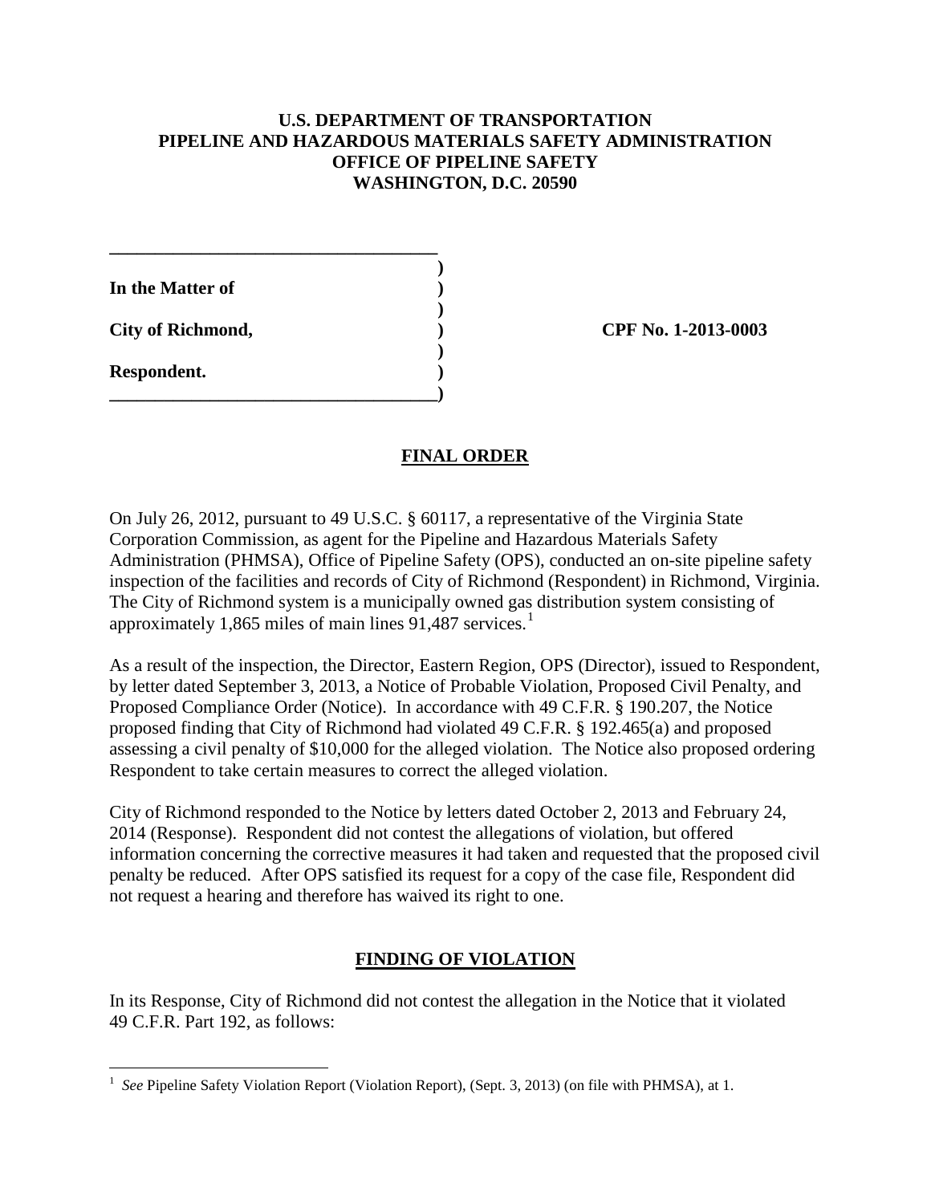**U.S. DEPARTMENT OF TRANSPORTATION**
**PIPELINE AND HAZARDOUS MATERIALS SAFETY ADMINISTRATION**
**OFFICE OF PIPELINE SAFETY**
**WASHINGTON, D.C. 20590**

**In the Matter of**

**City of Richmond,**

**Respondent.**

**CPF No. 1-2013-0003**

## FINAL ORDER

On July 26, 2012, pursuant to 49 U.S.C. § 60117, a representative of the Virginia State Corporation Commission, as agent for the Pipeline and Hazardous Materials Safety Administration (PHMSA), Office of Pipeline Safety (OPS), conducted an on-site pipeline safety inspection of the facilities and records of City of Richmond (Respondent) in Richmond, Virginia. The City of Richmond system is a municipally owned gas distribution system consisting of approximately 1,865 miles of main lines 91,487 services.[1]

As a result of the inspection, the Director, Eastern Region, OPS (Director), issued to Respondent, by letter dated September 3, 2013, a Notice of Probable Violation, Proposed Civil Penalty, and Proposed Compliance Order (Notice). In accordance with 49 C.F.R. § 190.207, the Notice proposed finding that City of Richmond had violated 49 C.F.R. § 192.465(a) and proposed assessing a civil penalty of $10,000 for the alleged violation. The Notice also proposed ordering Respondent to take certain measures to correct the alleged violation.

City of Richmond responded to the Notice by letters dated October 2, 2013 and February 24, 2014 (Response). Respondent did not contest the allegations of violation, but offered information concerning the corrective measures it had taken and requested that the proposed civil penalty be reduced. After OPS satisfied its request for a copy of the case file, Respondent did not request a hearing and therefore has waived its right to one.

## FINDING OF VIOLATION

In its Response, City of Richmond did not contest the allegation in the Notice that it violated 49 C.F.R. Part 192, as follows:

[1] *See* Pipeline Safety Violation Report (Violation Report), (Sept. 3, 2013) (on file with PHMSA), at 1.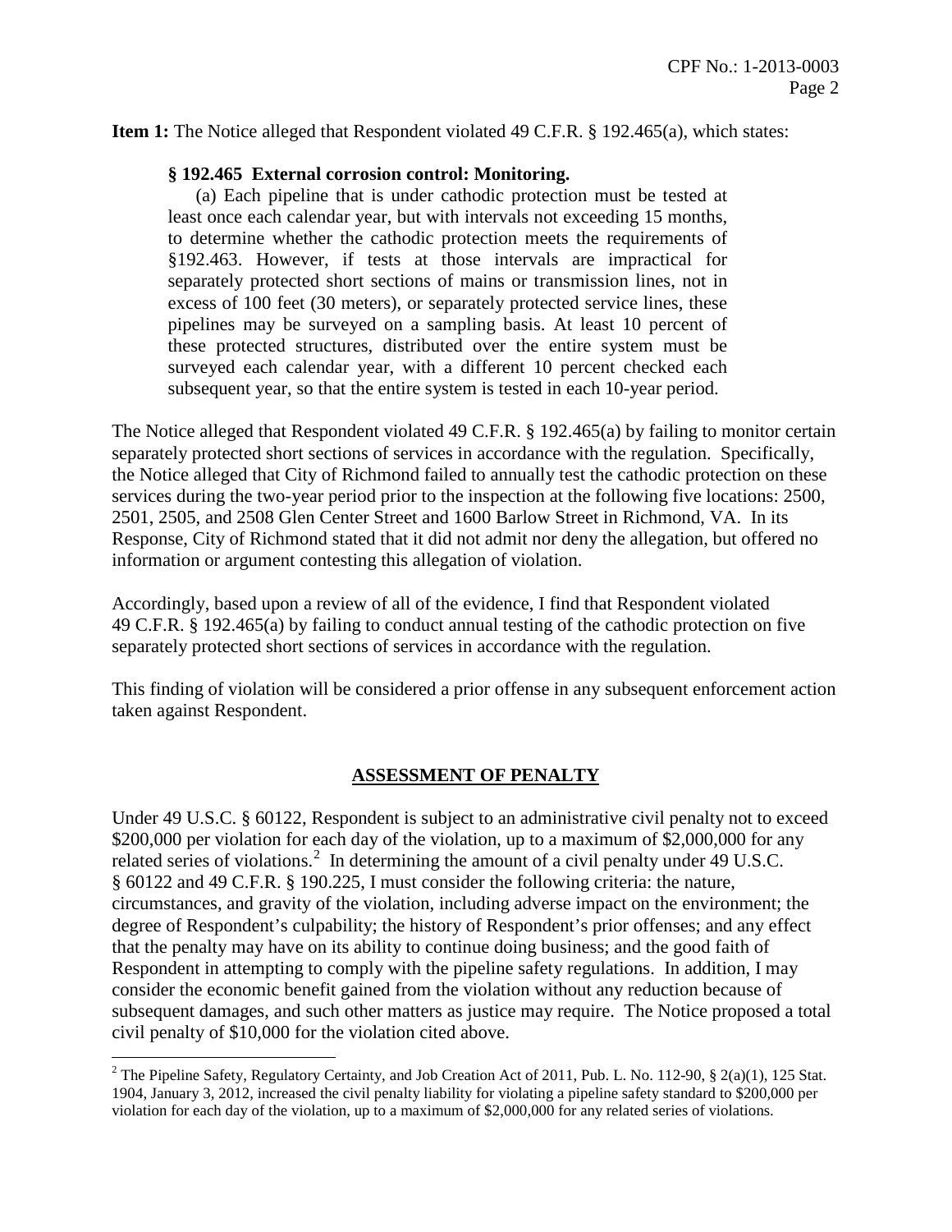**Item 1:** The Notice alleged that Respondent violated 49 C.F.R. § 192.465(a), which states:

> **§ 192.465 External corrosion control: Monitoring.**
>
> (a) Each pipeline that is under cathodic protection must be tested at least once each calendar year, but with intervals not exceeding 15 months, to determine whether the cathodic protection meets the requirements of §192.463. However, if tests at those intervals are impractical for separately protected short sections of mains or transmission lines, not in excess of 100 feet (30 meters), or separately protected service lines, these pipelines may be surveyed on a sampling basis. At least 10 percent of these protected structures, distributed over the entire system must be surveyed each calendar year, with a different 10 percent checked each subsequent year, so that the entire system is tested in each 10-year period.

The Notice alleged that Respondent violated 49 C.F.R. § 192.465(a) by failing to monitor certain separately protected short sections of services in accordance with the regulation. Specifically, the Notice alleged that City of Richmond failed to annually test the cathodic protection on these services during the two-year period prior to the inspection at the following five locations: 2500, 2501, 2505, and 2508 Glen Center Street and 1600 Barlow Street in Richmond, VA. In its Response, City of Richmond stated that it did not admit nor deny the allegation, but offered no information or argument contesting this allegation of violation.

Accordingly, based upon a review of all of the evidence, I find that Respondent violated 49 C.F.R. § 192.465(a) by failing to conduct annual testing of the cathodic protection on five separately protected short sections of services in accordance with the regulation.

This finding of violation will be considered a prior offense in any subsequent enforcement action taken against Respondent.

## ASSESSMENT OF PENALTY

Under 49 U.S.C. § 60122, Respondent is subject to an administrative civil penalty not to exceed $200,000 per violation for each day of the violation, up to a maximum of $2,000,000 for any related series of violations.[2] In determining the amount of a civil penalty under 49 U.S.C. § 60122 and 49 C.F.R. § 190.225, I must consider the following criteria: the nature, circumstances, and gravity of the violation, including adverse impact on the environment; the degree of Respondent's culpability; the history of Respondent's prior offenses; and any effect that the penalty may have on its ability to continue doing business; and the good faith of Respondent in attempting to comply with the pipeline safety regulations. In addition, I may consider the economic benefit gained from the violation without any reduction because of subsequent damages, and such other matters as justice may require. The Notice proposed a total civil penalty of $10,000 for the violation cited above.

---

[2] The Pipeline Safety, Regulatory Certainty, and Job Creation Act of 2011, Pub. L. No. 112-90, § 2(a)(1), 125 Stat. 1904, January 3, 2012, increased the civil penalty liability for violating a pipeline safety standard to $200,000 per violation for each day of the violation, up to a maximum of $2,000,000 for any related series of violations.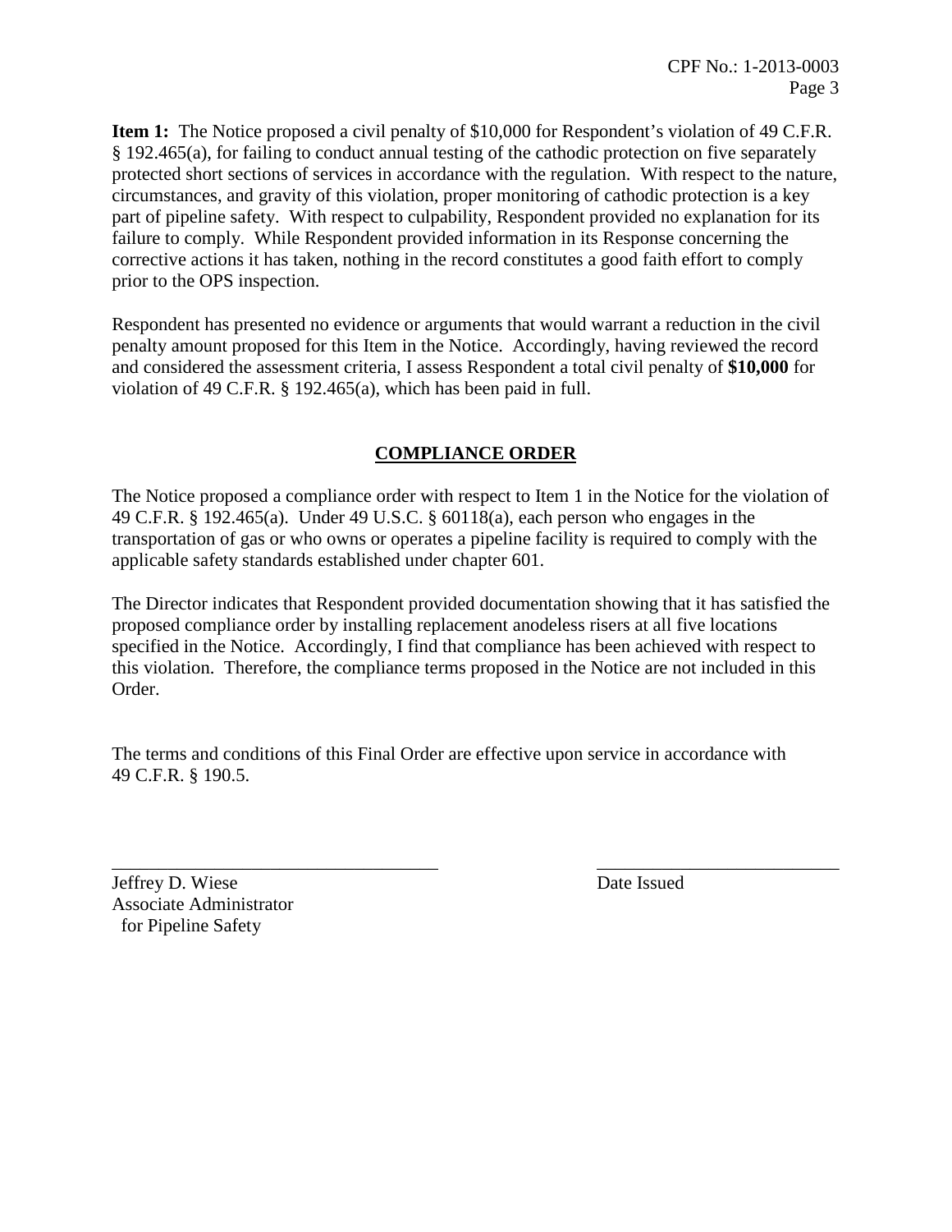**Item 1:** The Notice proposed a civil penalty of $10,000 for Respondent's violation of 49 C.F.R. § 192.465(a), for failing to conduct annual testing of the cathodic protection on five separately protected short sections of services in accordance with the regulation. With respect to the nature, circumstances, and gravity of this violation, proper monitoring of cathodic protection is a key part of pipeline safety. With respect to culpability, Respondent provided no explanation for its failure to comply. While Respondent provided information in its Response concerning the corrective actions it has taken, nothing in the record constitutes a good faith effort to comply prior to the OPS inspection.

Respondent has presented no evidence or arguments that would warrant a reduction in the civil penalty amount proposed for this Item in the Notice. Accordingly, having reviewed the record and considered the assessment criteria, I assess Respondent a total civil penalty of **$10,000** for violation of 49 C.F.R. § 192.465(a), which has been paid in full.

## COMPLIANCE ORDER

The Notice proposed a compliance order with respect to Item 1 in the Notice for the violation of 49 C.F.R. § 192.465(a). Under 49 U.S.C. § 60118(a), each person who engages in the transportation of gas or who owns or operates a pipeline facility is required to comply with the applicable safety standards established under chapter 601.

The Director indicates that Respondent provided documentation showing that it has satisfied the proposed compliance order by installing replacement anodeless risers at all five locations specified in the Notice. Accordingly, I find that compliance has been achieved with respect to this violation. Therefore, the compliance terms proposed in the Notice are not included in this Order.

The terms and conditions of this Final Order are effective upon service in accordance with 49 C.F.R. § 190.5.

\_\_\_\_\_\_\_\_\_\_\_\_\_\_\_\_\_\_\_\_\_\_\_\_\_\_\_\_\_\_\_\_\_\_\_
Jeffrey D. Wiese
Associate Administrator
for Pipeline Safety

\_\_\_\_\_\_\_\_\_\_\_\_\_\_\_\_\_\_\_\_\_\_\_\_\_\_
Date Issued